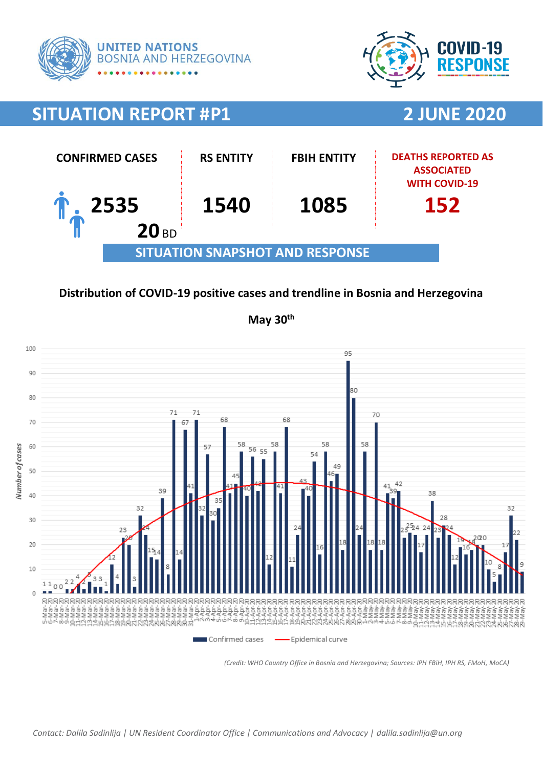UNITED NATIONS
BOSNIA AND HERZEGOVINA

COVID-19 RESPONSE

# SITUATION REPORT #P1 — 2 JUNE 2020

| CONFIRMED CASES | RS ENTITY | FBIH ENTITY | DEATHS REPORTED AS ASSOCIATED WITH COVID-19 |
|---|---|---|---|
| **2535** | **1540** | **1085** | **152** |
| **20** BD | | | |

## SITUATION SNAPSHOT AND RESPONSE

**Distribution of COVID-19 positive cases and trendline in Bosnia and Herzegovina**

**May 30th**

*(Credit: WHO Country Office in Bosnia and Herzegovina; Sources: IPH FBiH, IPH RS, FMoH, MoCA)*

*Contact: Dalila Sadinlija | UN Resident Coordinator Office | Communications and Advocacy | dalila.sadinlija@un.org*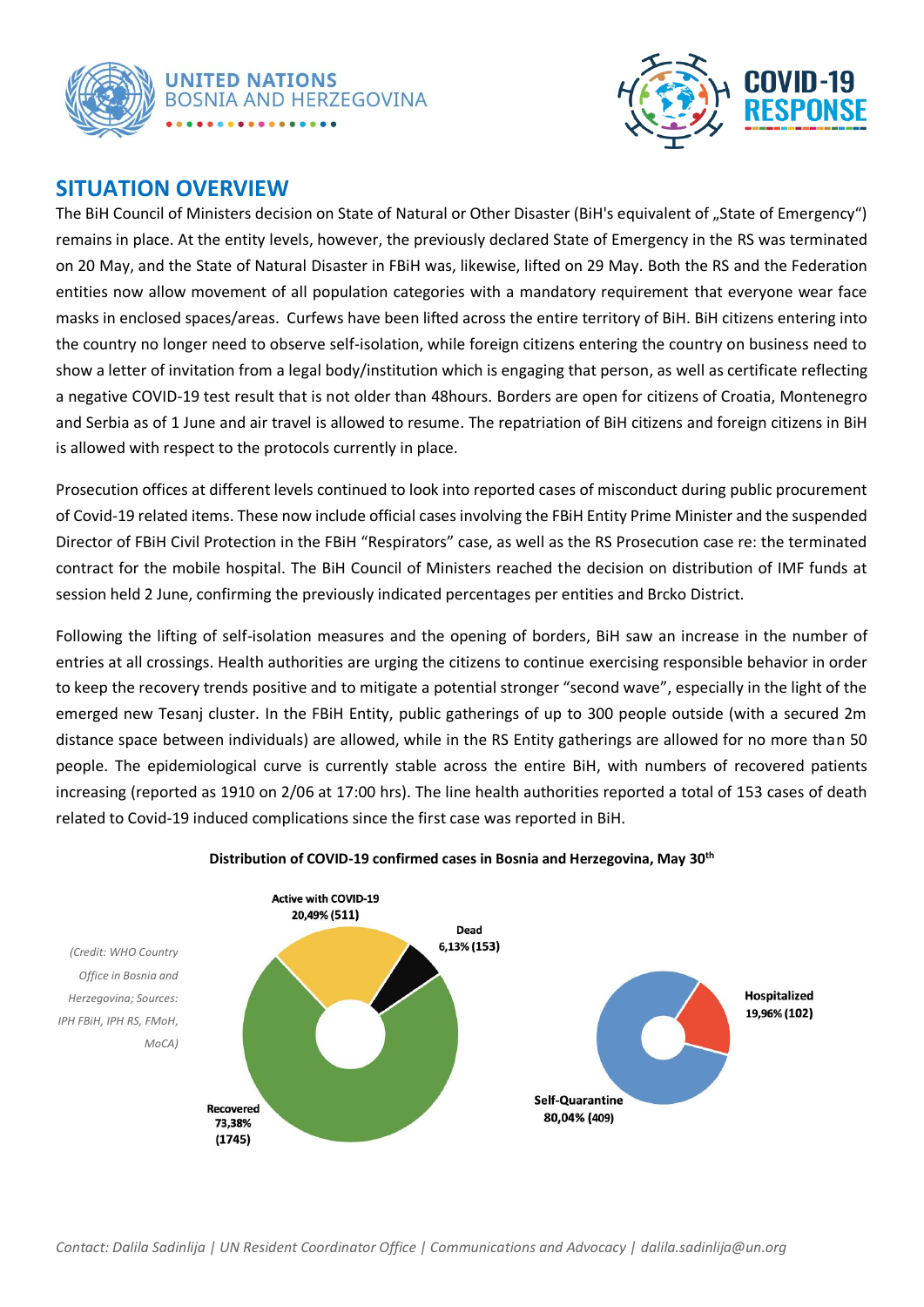## SITUATION OVERVIEW

The BiH Council of Ministers decision on State of Natural or Other Disaster (BiH's equivalent of „State of Emergency") remains in place. At the entity levels, however, the previously declared State of Emergency in the RS was terminated on 20 May, and the State of Natural Disaster in FBiH was, likewise, lifted on 29 May. Both the RS and the Federation entities now allow movement of all population categories with a mandatory requirement that everyone wear face masks in enclosed spaces/areas. Curfews have been lifted across the entire territory of BiH. BiH citizens entering into the country no longer need to observe self-isolation, while foreign citizens entering the country on business need to show a letter of invitation from a legal body/institution which is engaging that person, as well as certificate reflecting a negative COVID-19 test result that is not older than 48hours. Borders are open for citizens of Croatia, Montenegro and Serbia as of 1 June and air travel is allowed to resume. The repatriation of BiH citizens and foreign citizens in BiH is allowed with respect to the protocols currently in place.

Prosecution offices at different levels continued to look into reported cases of misconduct during public procurement of Covid-19 related items. These now include official cases involving the FBiH Entity Prime Minister and the suspended Director of FBiH Civil Protection in the FBiH "Respirators" case, as well as the RS Prosecution case re: the terminated contract for the mobile hospital. The BiH Council of Ministers reached the decision on distribution of IMF funds at session held 2 June, confirming the previously indicated percentages per entities and Brcko District.

Following the lifting of self-isolation measures and the opening of borders, BiH saw an increase in the number of entries at all crossings. Health authorities are urging the citizens to continue exercising responsible behavior in order to keep the recovery trends positive and to mitigate a potential stronger "second wave", especially in the light of the emerged new Tesanj cluster. In the FBiH Entity, public gatherings of up to 300 people outside (with a secured 2m distance space between individuals) are allowed, while in the RS Entity gatherings are allowed for no more than 50 people. The epidemiological curve is currently stable across the entire BiH, with numbers of recovered patients increasing (reported as 1910 on 2/06 at 17:00 hrs). The line health authorities reported a total of 153 cases of death related to Covid-19 induced complications since the first case was reported in BiH.

**Distribution of COVID-19 confirmed cases in Bosnia and Herzegovina, May 30th**

*(Credit: WHO Country Office in Bosnia and Herzegovina; Sources: IPH FBiH, IPH RS, FMoH, MoCA)*

| Category | Share | Number |
|---|---|---|
| Active with COVID-19 | 20,49% | 511 |
| Dead | 6,13% | 153 |
| Recovered | 73,38% | 1745 |

| Active cases | Share | Number |
|---|---|---|
| Hospitalized | 19,96% | 102 |
| Self-Quarantine | 80,04% | 409 |

*Contact: Dalila Sadinlija | UN Resident Coordinator Office | Communications and Advocacy | dalila.sadinlija@un.org*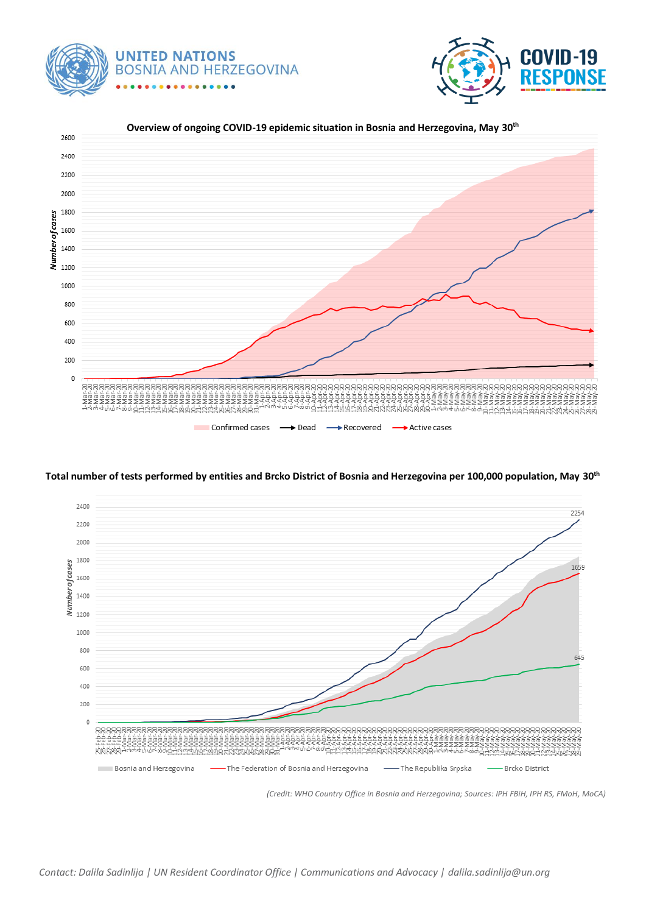UNITED NATIONS
BOSNIA AND HERZEGOVINA

COVID-19 RESPONSE

**Overview of ongoing COVID-19 epidemic situation in Bosnia and Herzegovina, May 30th**

**Total number of tests performed by entities and Brcko District of Bosnia and Herzegovina per 100,000 population, May 30th**

*(Credit: WHO Country Office in Bosnia and Herzegovina; Sources: IPH FBiH, IPH RS, FMoH, MoCA)*

*Contact: Dalila Sadinlija | UN Resident Coordinator Office | Communications and Advocacy | dalila.sadinlija@un.org*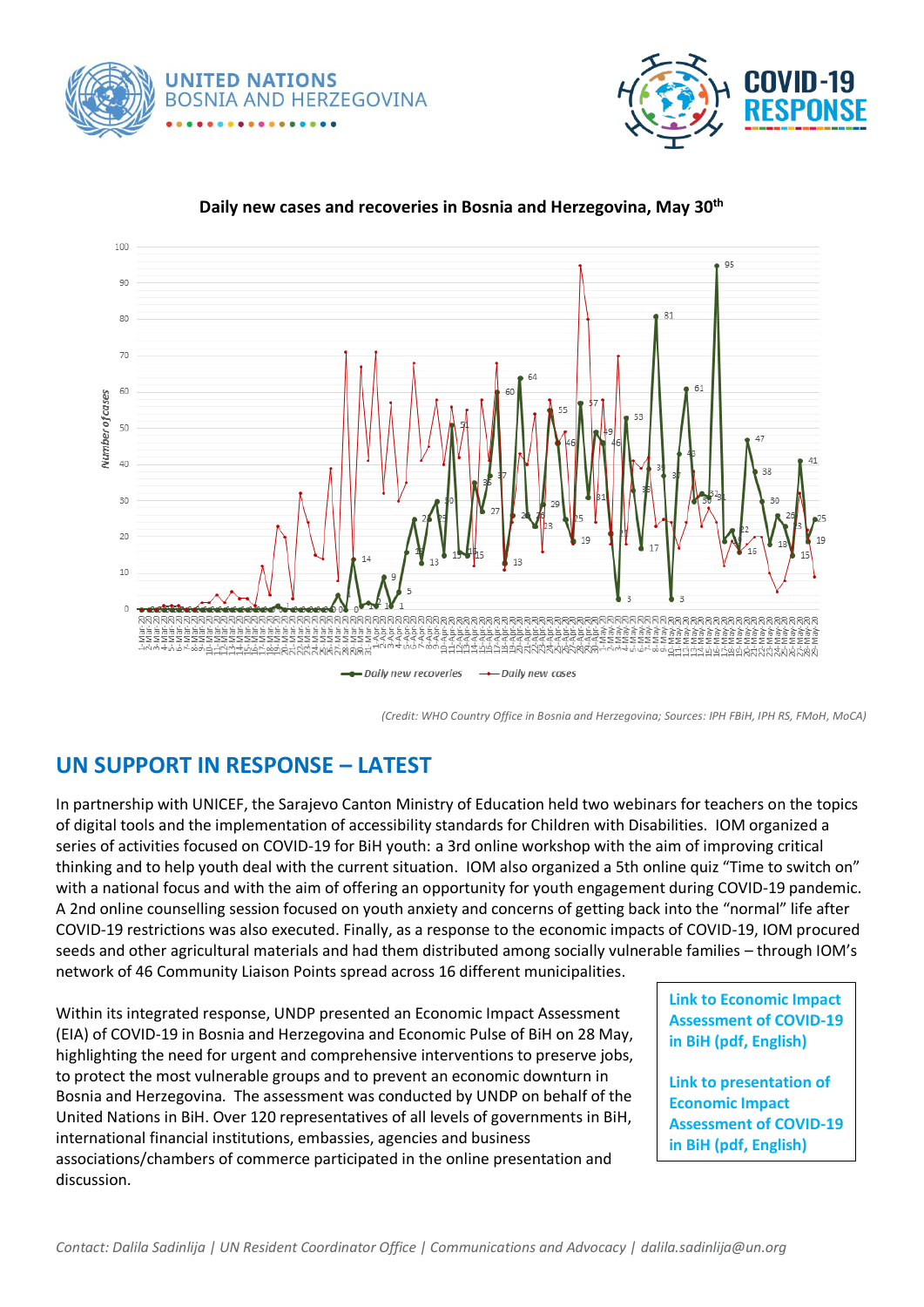**Daily new cases and recoveries in Bosnia and Herzegovina, May 30th**

*(Credit: WHO Country Office in Bosnia and Herzegovina; Sources: IPH FBiH, IPH RS, FMoH, MoCA)*

## UN SUPPORT IN RESPONSE – LATEST

In partnership with UNICEF, the Sarajevo Canton Ministry of Education held two webinars for teachers on the topics of digital tools and the implementation of accessibility standards for Children with Disabilities. IOM organized a series of activities focused on COVID-19 for BiH youth: a 3rd online workshop with the aim of improving critical thinking and to help youth deal with the current situation. IOM also organized a 5th online quiz "Time to switch on" with a national focus and with the aim of offering an opportunity for youth engagement during COVID-19 pandemic. A 2nd online counselling session focused on youth anxiety and concerns of getting back into the "normal" life after COVID-19 restrictions was also executed. Finally, as a response to the economic impacts of COVID-19, IOM procured seeds and other agricultural materials and had them distributed among socially vulnerable families – through IOM's network of 46 Community Liaison Points spread across 16 different municipalities.

Within its integrated response, UNDP presented an Economic Impact Assessment (EIA) of COVID-19 in Bosnia and Herzegovina and Economic Pulse of BiH on 28 May, highlighting the need for urgent and comprehensive interventions to preserve jobs, to protect the most vulnerable groups and to prevent an economic downturn in Bosnia and Herzegovina. The assessment was conducted by UNDP on behalf of the United Nations in BiH. Over 120 representatives of all levels of governments in BiH, international financial institutions, embassies, agencies and business associations/chambers of commerce participated in the online presentation and discussion.

**Link to Economic Impact Assessment of COVID-19 in BiH (pdf, English)**

**Link to presentation of Economic Impact Assessment of COVID-19 in BiH (pdf, English)**

*Contact: Dalila Sadinlija | UN Resident Coordinator Office | Communications and Advocacy | dalila.sadinlija@un.org*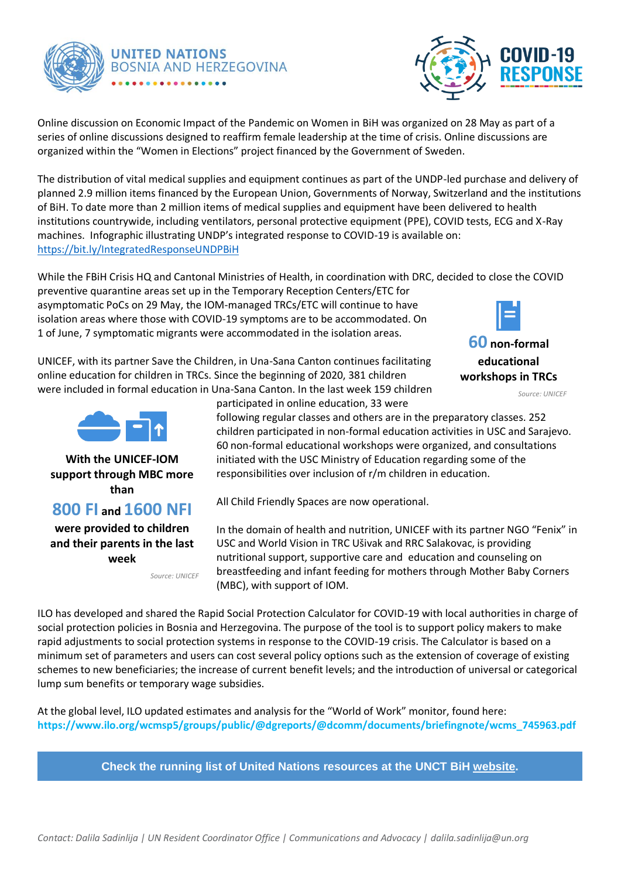Online discussion on Economic Impact of the Pandemic on Women in BiH was organized on 28 May as part of a series of online discussions designed to reaffirm female leadership at the time of crisis. Online discussions are organized within the "Women in Elections" project financed by the Government of Sweden.

The distribution of vital medical supplies and equipment continues as part of the UNDP-led purchase and delivery of planned 2.9 million items financed by the European Union, Governments of Norway, Switzerland and the institutions of BiH. To date more than 2 million items of medical supplies and equipment have been delivered to health institutions countrywide, including ventilators, personal protective equipment (PPE), COVID tests, ECG and X-Ray machines. Infographic illustrating UNDP's integrated response to COVID-19 is available on: [https://bit.ly/IntegratedResponseUNDPBiH](https://bit.ly/IntegratedResponseUNDPBiH)

While the FBiH Crisis HQ and Cantonal Ministries of Health, in coordination with DRC, decided to close the COVID preventive quarantine areas set up in the Temporary Reception Centers/ETC for asymptomatic PoCs on 29 May, the IOM-managed TRCs/ETC will continue to have isolation areas where those with COVID-19 symptoms are to be accommodated. On 1 of June, 7 symptomatic migrants were accommodated in the isolation areas.

**60 non-formal educational workshops in TRCs**

*Source: UNICEF*

UNICEF, with its partner Save the Children, in Una-Sana Canton continues facilitating online education for children in TRCs. Since the beginning of 2020, 381 children were included in formal education in Una-Sana Canton. In the last week 159 children participated in online education, 33 were following regular classes and others are in the preparatory classes. 252 children participated in non-formal education activities in USC and Sarajevo. 60 non-formal educational workshops were organized, and consultations initiated with the USC Ministry of Education regarding some of the responsibilities over inclusion of r/m children in education.

**With the UNICEF-IOM support through MBC more than 800 FI and 1600 NFI were provided to children and their parents in the last week**

*Source: UNICEF*

All Child Friendly Spaces are now operational.

In the domain of health and nutrition, UNICEF with its partner NGO "Fenix" in USC and World Vision in TRC Ušivak and RRC Salakovac, is providing nutritional support, supportive care and education and counseling on breastfeeding and infant feeding for mothers through Mother Baby Corners (MBC), with support of IOM.

ILO has developed and shared the Rapid Social Protection Calculator for COVID-19 with local authorities in charge of social protection policies in Bosnia and Herzegovina. The purpose of the tool is to support policy makers to make rapid adjustments to social protection systems in response to the COVID-19 crisis. The Calculator is based on a minimum set of parameters and users can cost several policy options such as the extension of coverage of existing schemes to new beneficiaries; the increase of current benefit levels; and the introduction of universal or categorical lump sum benefits or temporary wage subsidies.

At the global level, ILO updated estimates and analysis for the "World of Work" monitor, found here: **https://www.ilo.org/wcmsp5/groups/public/@dgreports/@dcomm/documents/briefingnote/wcms_745963.pdf**

**Check the running list of United Nations resources at the UNCT BiH [website](website).**

*Contact: Dalila Sadinlija | UN Resident Coordinator Office | Communications and Advocacy | dalila.sadinlija@un.org*